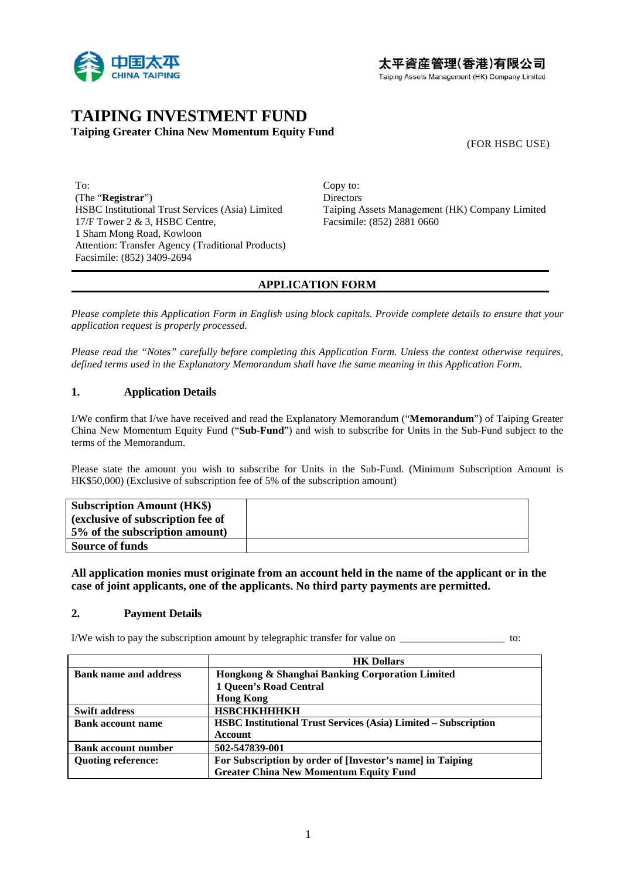中国太平 CHINA TAIPING

太平資産管理(香港)有限公司
Taiping Assets Management (HK) Company Limited

# TAIPING INVESTMENT FUND

**Taiping Greater China New Momentum Equity Fund**

(FOR HSBC USE)

To:
(The "**Registrar**")
HSBC Institutional Trust Services (Asia) Limited
17/F Tower 2 & 3, HSBC Centre,
1 Sham Mong Road, Kowloon
Attention: Transfer Agency (Traditional Products)
Facsimile: (852) 3409-2694

Copy to:
Directors
Taiping Assets Management (HK) Company Limited
Facsimile: (852) 2881 0660

## APPLICATION FORM

*Please complete this Application Form in English using block capitals. Provide complete details to ensure that your application request is properly processed.*

*Please read the "Notes" carefully before completing this Application Form. Unless the context otherwise requires, defined terms used in the Explanatory Memorandum shall have the same meaning in this Application Form.*

### 1. Application Details

I/We confirm that I/we have received and read the Explanatory Memorandum ("**Memorandum**") of Taiping Greater China New Momentum Equity Fund ("**Sub-Fund**") and wish to subscribe for Units in the Sub-Fund subject to the terms of the Memorandum.

Please state the amount you wish to subscribe for Units in the Sub-Fund. (Minimum Subscription Amount is HK$50,000) (Exclusive of subscription fee of 5% of the subscription amount)

| | |
|---|---|
| **Subscription Amount (HK$) (exclusive of subscription fee of 5% of the subscription amount)** | |
| **Source of funds** | |

**All application monies must originate from an account held in the name of the applicant or in the case of joint applicants, one of the applicants. No third party payments are permitted.**

### 2. Payment Details

I/We wish to pay the subscription amount by telegraphic transfer for value on ____________________ to:

| | **HK Dollars** |
|---|---|
| **Bank name and address** | **Hongkong & Shanghai Banking Corporation Limited 1 Queen's Road Central Hong Kong** |
| **Swift address** | **HSBCHKHHHKH** |
| **Bank account name** | **HSBC Institutional Trust Services (Asia) Limited – Subscription Account** |
| **Bank account number** | **502-547839-001** |
| **Quoting reference:** | **For Subscription by order of [Investor's name] in Taiping Greater China New Momentum Equity Fund** |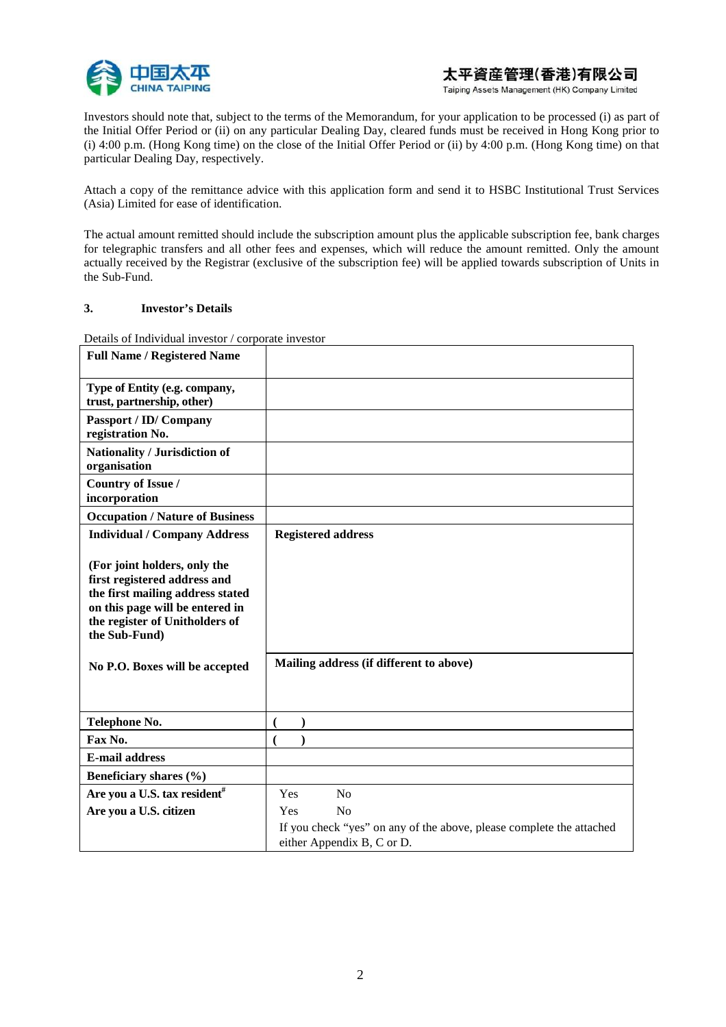Investors should note that, subject to the terms of the Memorandum, for your application to be processed (i) as part of the Initial Offer Period or (ii) on any particular Dealing Day, cleared funds must be received in Hong Kong prior to (i) 4:00 p.m. (Hong Kong time) on the close of the Initial Offer Period or (ii) by 4:00 p.m. (Hong Kong time) on that particular Dealing Day, respectively.

Attach a copy of the remittance advice with this application form and send it to HSBC Institutional Trust Services (Asia) Limited for ease of identification.

The actual amount remitted should include the subscription amount plus the applicable subscription fee, bank charges for telegraphic transfers and all other fees and expenses, which will reduce the amount remitted. Only the amount actually received by the Registrar (exclusive of the subscription fee) will be applied towards subscription of Units in the Sub-Fund.

### 3. Investor's Details

Details of Individual investor / corporate investor

| **Full Name / Registered Name** | |
|---|---|
| **Type of Entity (e.g. company, trust, partnership, other)** | |
| **Passport / ID/ Company registration No.** | |
| **Nationality / Jurisdiction of organisation** | |
| **Country of Issue / incorporation** | |
| **Occupation / Nature of Business** | |
| **Individual / Company Address**<br><br>**(For joint holders, only the first registered address and the first mailing address stated on this page will be entered in the register of Unitholders of the Sub-Fund)** | **Registered address** |
| **No P.O. Boxes will be accepted** | **Mailing address (if different to above)** |
| **Telephone No.** | (    ) |
| **Fax No.** | (    ) |
| **E-mail address** | |
| **Beneficiary shares (%)** | |
| **Are you a U.S. tax resident**[#]<br>**Are you a U.S. citizen** | Yes    No<br>Yes    No<br>If you check "yes" on any of the above, please complete the attached either Appendix B, C or D. |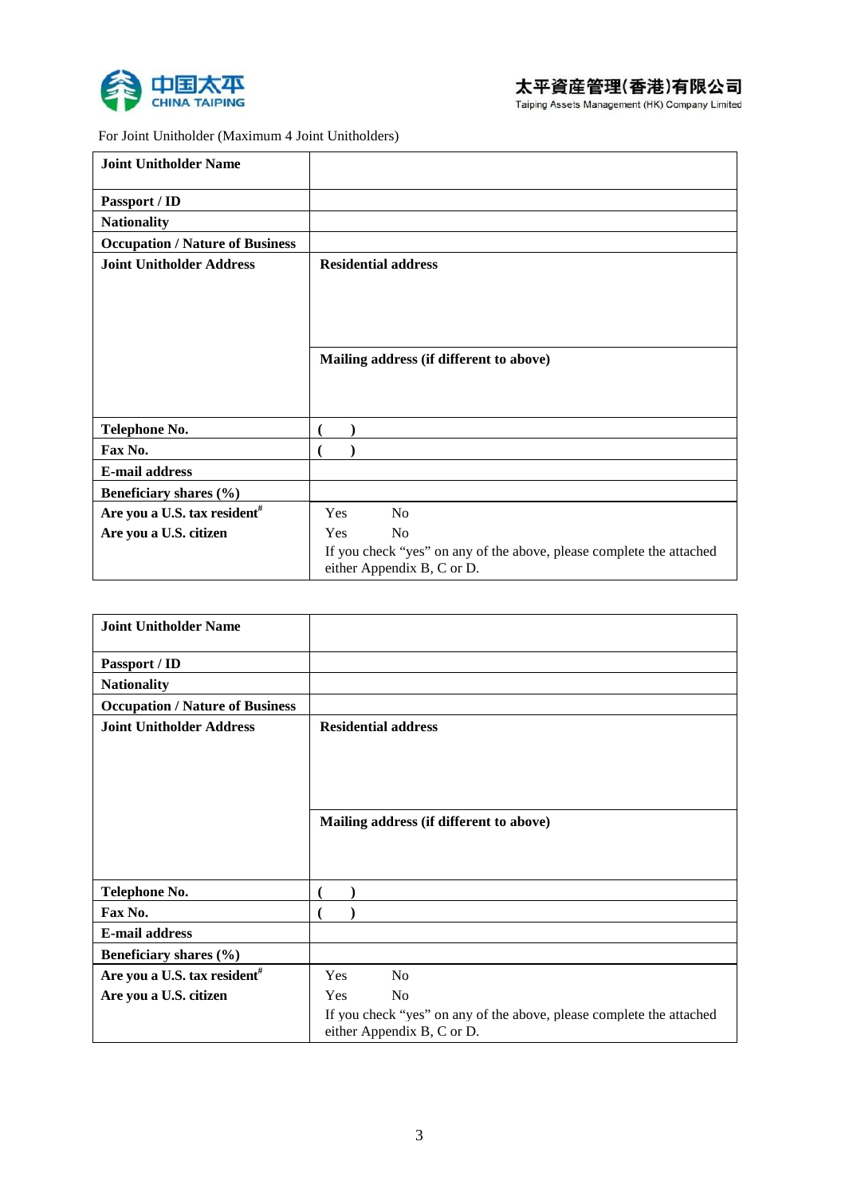For Joint Unitholder (Maximum 4 Joint Unitholders)

| **Joint Unitholder Name** | |
|---|---|
| **Passport / ID** | |
| **Nationality** | |
| **Occupation / Nature of Business** | |
| **Joint Unitholder Address** | **Residential address** |
| | **Mailing address (if different to above)** |
| **Telephone No.** | **( )** |
| **Fax No.** | **( )** |
| **E-mail address** | |
| **Beneficiary shares (%)** | |
| **Are you a U.S. tax resident#** | Yes No |
| **Are you a U.S. citizen** | Yes No |
| | If you check "yes" on any of the above, please complete the attached either Appendix B, C or D. |

| **Joint Unitholder Name** | |
|---|---|
| **Passport / ID** | |
| **Nationality** | |
| **Occupation / Nature of Business** | |
| **Joint Unitholder Address** | **Residential address** |
| | **Mailing address (if different to above)** |
| **Telephone No.** | **( )** |
| **Fax No.** | **( )** |
| **E-mail address** | |
| **Beneficiary shares (%)** | |
| **Are you a U.S. tax resident#** | Yes No |
| **Are you a U.S. citizen** | Yes No |
| | If you check "yes" on any of the above, please complete the attached either Appendix B, C or D. |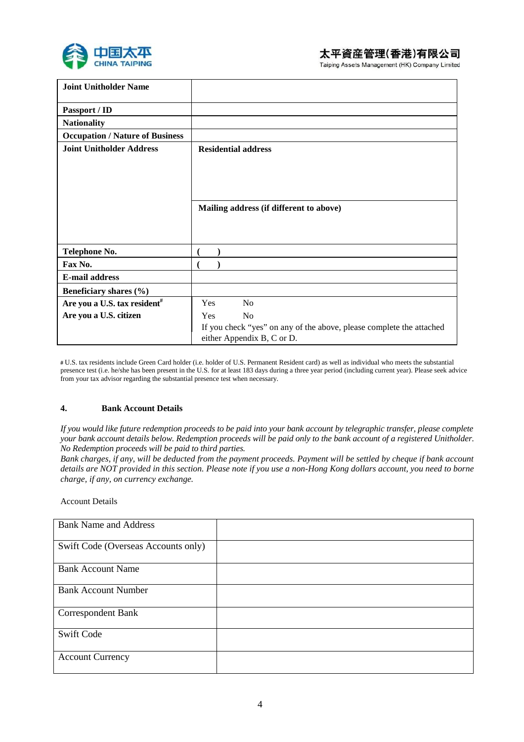| Joint Unitholder Name | |
|---|---|
| Passport / ID | |
| Nationality | |
| Occupation / Nature of Business | |
| Joint Unitholder Address | Residential address |
| | Mailing address (if different to above) |
| Telephone No. | (      ) |
| Fax No. | (      ) |
| E-mail address | |
| Beneficiary shares (%) | |
| Are you a U.S. tax resident[#] | Yes No |
| Are you a U.S. citizen | Yes No<br>If you check "yes" on any of the above, please complete the attached either Appendix B, C or D. |

# U.S. tax residents include Green Card holder (i.e. holder of U.S. Permanent Resident card) as well as individual who meets the substantial presence test (i.e. he/she has been present in the U.S. for at least 183 days during a three year period (including current year). Please seek advice from your tax advisor regarding the substantial presence test when necessary.

## 4. Bank Account Details

*If you would like future redemption proceeds to be paid into your bank account by telegraphic transfer, please complete your bank account details below. Redemption proceeds will be paid only to the bank account of a registered Unitholder. No Redemption proceeds will be paid to third parties.*
*Bank charges, if any, will be deducted from the payment proceeds. Payment will be settled by cheque if bank account details are NOT provided in this section. Please note if you use a non-Hong Kong dollars account, you need to borne charge, if any, on currency exchange.*

Account Details

| Bank Name and Address | |
|---|---|
| Swift Code (Overseas Accounts only) | |
| Bank Account Name | |
| Bank Account Number | |
| Correspondent Bank | |
| Swift Code | |
| Account Currency | |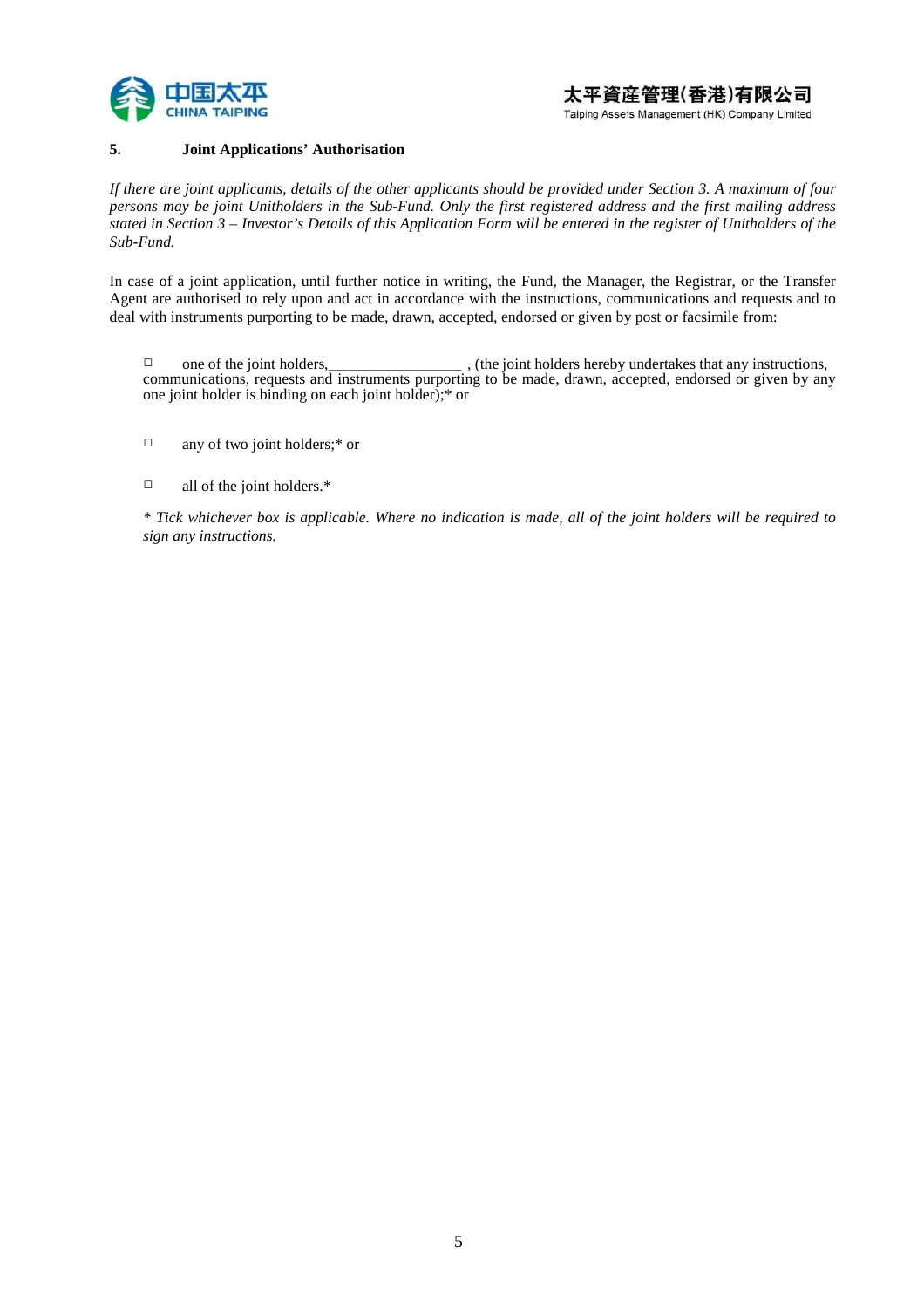## 5. Joint Applications' Authorisation

*If there are joint applicants, details of the other applicants should be provided under Section 3. A maximum of four persons may be joint Unitholders in the Sub-Fund. Only the first registered address and the first mailing address stated in Section 3 – Investor's Details of this Application Form will be entered in the register of Unitholders of the Sub-Fund.*

In case of a joint application, until further notice in writing, the Fund, the Manager, the Registrar, or the Transfer Agent are authorised to rely upon and act in accordance with the instructions, communications and requests and to deal with instruments purporting to be made, drawn, accepted, endorsed or given by post or facsimile from:

□ one of the joint holders,__________________, (the joint holders hereby undertakes that any instructions, communications, requests and instruments purporting to be made, drawn, accepted, endorsed or given by any one joint holder is binding on each joint holder);* or

□ any of two joint holders;* or

□ all of the joint holders.*

*\* Tick whichever box is applicable. Where no indication is made, all of the joint holders will be required to sign any instructions.*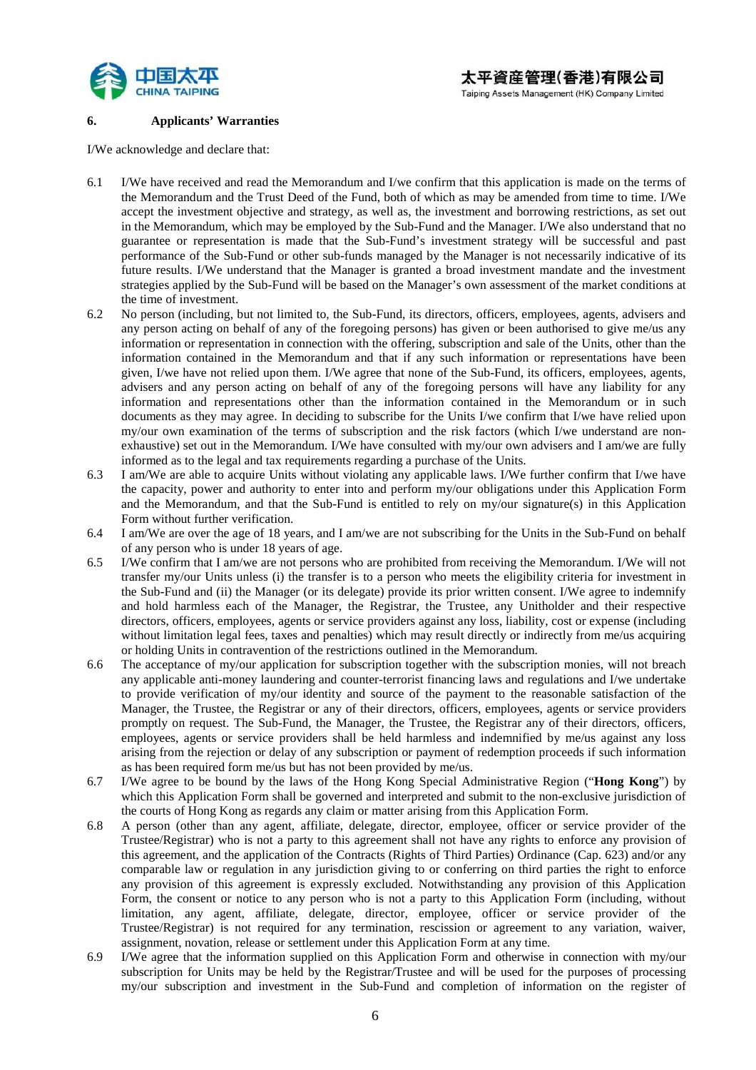## 6. Applicants' Warranties

I/We acknowledge and declare that:

6.1 I/We have received and read the Memorandum and I/we confirm that this application is made on the terms of the Memorandum and the Trust Deed of the Fund, both of which as may be amended from time to time. I/We accept the investment objective and strategy, as well as, the investment and borrowing restrictions, as set out in the Memorandum, which may be employed by the Sub-Fund and the Manager. I/We also understand that no guarantee or representation is made that the Sub-Fund's investment strategy will be successful and past performance of the Sub-Fund or other sub-funds managed by the Manager is not necessarily indicative of its future results. I/We understand that the Manager is granted a broad investment mandate and the investment strategies applied by the Sub-Fund will be based on the Manager's own assessment of the market conditions at the time of investment.

6.2 No person (including, but not limited to, the Sub-Fund, its directors, officers, employees, agents, advisers and any person acting on behalf of any of the foregoing persons) has given or been authorised to give me/us any information or representation in connection with the offering, subscription and sale of the Units, other than the information contained in the Memorandum and that if any such information or representations have been given, I/we have not relied upon them. I/We agree that none of the Sub-Fund, its officers, employees, agents, advisers and any person acting on behalf of any of the foregoing persons will have any liability for any information and representations other than the information contained in the Memorandum or in such documents as they may agree. In deciding to subscribe for the Units I/we confirm that I/we have relied upon my/our own examination of the terms of subscription and the risk factors (which I/we understand are non-exhaustive) set out in the Memorandum. I/We have consulted with my/our own advisers and I am/we are fully informed as to the legal and tax requirements regarding a purchase of the Units.

6.3 I am/We are able to acquire Units without violating any applicable laws. I/We further confirm that I/we have the capacity, power and authority to enter into and perform my/our obligations under this Application Form and the Memorandum, and that the Sub-Fund is entitled to rely on my/our signature(s) in this Application Form without further verification.

6.4 I am/We are over the age of 18 years, and I am/we are not subscribing for the Units in the Sub-Fund on behalf of any person who is under 18 years of age.

6.5 I/We confirm that I am/we are not persons who are prohibited from receiving the Memorandum. I/We will not transfer my/our Units unless (i) the transfer is to a person who meets the eligibility criteria for investment in the Sub-Fund and (ii) the Manager (or its delegate) provide its prior written consent. I/We agree to indemnify and hold harmless each of the Manager, the Registrar, the Trustee, any Unitholder and their respective directors, officers, employees, agents or service providers against any loss, liability, cost or expense (including without limitation legal fees, taxes and penalties) which may result directly or indirectly from me/us acquiring or holding Units in contravention of the restrictions outlined in the Memorandum.

6.6 The acceptance of my/our application for subscription together with the subscription monies, will not breach any applicable anti-money laundering and counter-terrorist financing laws and regulations and I/we undertake to provide verification of my/our identity and source of the payment to the reasonable satisfaction of the Manager, the Trustee, the Registrar or any of their directors, officers, employees, agents or service providers promptly on request. The Sub-Fund, the Manager, the Trustee, the Registrar any of their directors, officers, employees, agents or service providers shall be held harmless and indemnified by me/us against any loss arising from the rejection or delay of any subscription or payment of redemption proceeds if such information as has been required form me/us but has not been provided by me/us.

6.7 I/We agree to be bound by the laws of the Hong Kong Special Administrative Region ("**Hong Kong**") by which this Application Form shall be governed and interpreted and submit to the non-exclusive jurisdiction of the courts of Hong Kong as regards any claim or matter arising from this Application Form.

6.8 A person (other than any agent, affiliate, delegate, director, employee, officer or service provider of the Trustee/Registrar) who is not a party to this agreement shall not have any rights to enforce any provision of this agreement, and the application of the Contracts (Rights of Third Parties) Ordinance (Cap. 623) and/or any comparable law or regulation in any jurisdiction giving to or conferring on third parties the right to enforce any provision of this agreement is expressly excluded. Notwithstanding any provision of this Application Form, the consent or notice to any person who is not a party to this Application Form (including, without limitation, any agent, affiliate, delegate, director, employee, officer or service provider of the Trustee/Registrar) is not required for any termination, rescission or agreement to any variation, waiver, assignment, novation, release or settlement under this Application Form at any time.

6.9 I/We agree that the information supplied on this Application Form and otherwise in connection with my/our subscription for Units may be held by the Registrar/Trustee and will be used for the purposes of processing my/our subscription and investment in the Sub-Fund and completion of information on the register of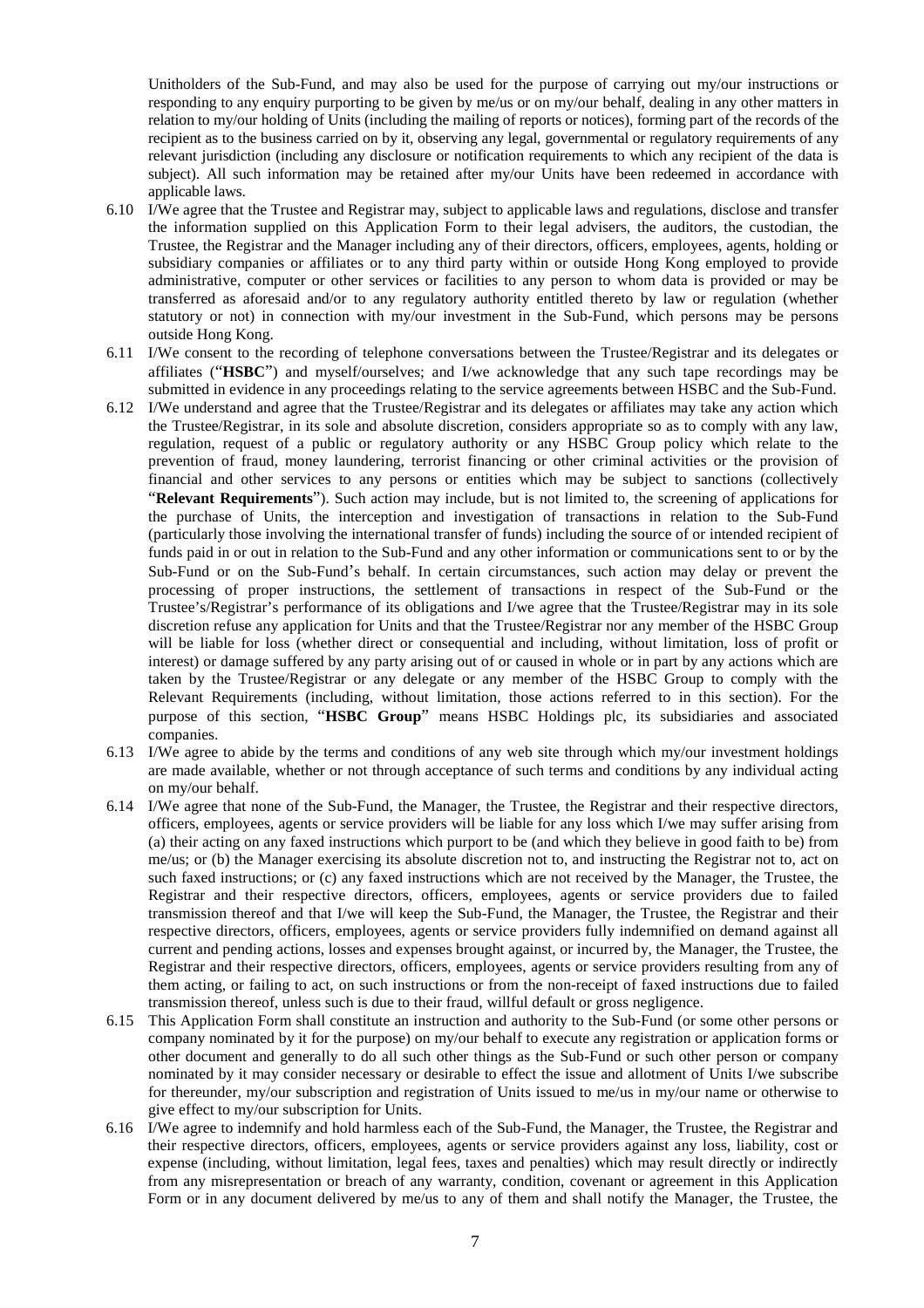Unitholders of the Sub-Fund, and may also be used for the purpose of carrying out my/our instructions or responding to any enquiry purporting to be given by me/us or on my/our behalf, dealing in any other matters in relation to my/our holding of Units (including the mailing of reports or notices), forming part of the records of the recipient as to the business carried on by it, observing any legal, governmental or regulatory requirements of any relevant jurisdiction (including any disclosure or notification requirements to which any recipient of the data is subject). All such information may be retained after my/our Units have been redeemed in accordance with applicable laws.

6.10 I/We agree that the Trustee and Registrar may, subject to applicable laws and regulations, disclose and transfer the information supplied on this Application Form to their legal advisers, the auditors, the custodian, the Trustee, the Registrar and the Manager including any of their directors, officers, employees, agents, holding or subsidiary companies or affiliates or to any third party within or outside Hong Kong employed to provide administrative, computer or other services or facilities to any person to whom data is provided or may be transferred as aforesaid and/or to any regulatory authority entitled thereto by law or regulation (whether statutory or not) in connection with my/our investment in the Sub-Fund, which persons may be persons outside Hong Kong.

6.11 I/We consent to the recording of telephone conversations between the Trustee/Registrar and its delegates or affiliates ("**HSBC**") and myself/ourselves; and I/we acknowledge that any such tape recordings may be submitted in evidence in any proceedings relating to the service agreements between HSBC and the Sub-Fund.

6.12 I/We understand and agree that the Trustee/Registrar and its delegates or affiliates may take any action which the Trustee/Registrar, in its sole and absolute discretion, considers appropriate so as to comply with any law, regulation, request of a public or regulatory authority or any HSBC Group policy which relate to the prevention of fraud, money laundering, terrorist financing or other criminal activities or the provision of financial and other services to any persons or entities which may be subject to sanctions (collectively "**Relevant Requirements**"). Such action may include, but is not limited to, the screening of applications for the purchase of Units, the interception and investigation of transactions in relation to the Sub-Fund (particularly those involving the international transfer of funds) including the source of or intended recipient of funds paid in or out in relation to the Sub-Fund and any other information or communications sent to or by the Sub-Fund or on the Sub-Fund's behalf. In certain circumstances, such action may delay or prevent the processing of proper instructions, the settlement of transactions in respect of the Sub-Fund or the Trustee's/Registrar's performance of its obligations and I/we agree that the Trustee/Registrar may in its sole discretion refuse any application for Units and that the Trustee/Registrar nor any member of the HSBC Group will be liable for loss (whether direct or consequential and including, without limitation, loss of profit or interest) or damage suffered by any party arising out of or caused in whole or in part by any actions which are taken by the Trustee/Registrar or any delegate or any member of the HSBC Group to comply with the Relevant Requirements (including, without limitation, those actions referred to in this section). For the purpose of this section, "**HSBC Group**" means HSBC Holdings plc, its subsidiaries and associated companies.

6.13 I/We agree to abide by the terms and conditions of any web site through which my/our investment holdings are made available, whether or not through acceptance of such terms and conditions by any individual acting on my/our behalf.

6.14 I/We agree that none of the Sub-Fund, the Manager, the Trustee, the Registrar and their respective directors, officers, employees, agents or service providers will be liable for any loss which I/we may suffer arising from (a) their acting on any faxed instructions which purport to be (and which they believe in good faith to be) from me/us; or (b) the Manager exercising its absolute discretion not to, and instructing the Registrar not to, act on such faxed instructions; or (c) any faxed instructions which are not received by the Manager, the Trustee, the Registrar and their respective directors, officers, employees, agents or service providers due to failed transmission thereof and that I/we will keep the Sub-Fund, the Manager, the Trustee, the Registrar and their respective directors, officers, employees, agents or service providers fully indemnified on demand against all current and pending actions, losses and expenses brought against, or incurred by, the Manager, the Trustee, the Registrar and their respective directors, officers, employees, agents or service providers resulting from any of them acting, or failing to act, on such instructions or from the non-receipt of faxed instructions due to failed transmission thereof, unless such is due to their fraud, willful default or gross negligence.

6.15 This Application Form shall constitute an instruction and authority to the Sub-Fund (or some other persons or company nominated by it for the purpose) on my/our behalf to execute any registration or application forms or other document and generally to do all such other things as the Sub-Fund or such other person or company nominated by it may consider necessary or desirable to effect the issue and allotment of Units I/we subscribe for thereunder, my/our subscription and registration of Units issued to me/us in my/our name or otherwise to give effect to my/our subscription for Units.

6.16 I/We agree to indemnify and hold harmless each of the Sub-Fund, the Manager, the Trustee, the Registrar and their respective directors, officers, employees, agents or service providers against any loss, liability, cost or expense (including, without limitation, legal fees, taxes and penalties) which may result directly or indirectly from any misrepresentation or breach of any warranty, condition, covenant or agreement in this Application Form or in any document delivered by me/us to any of them and shall notify the Manager, the Trustee, the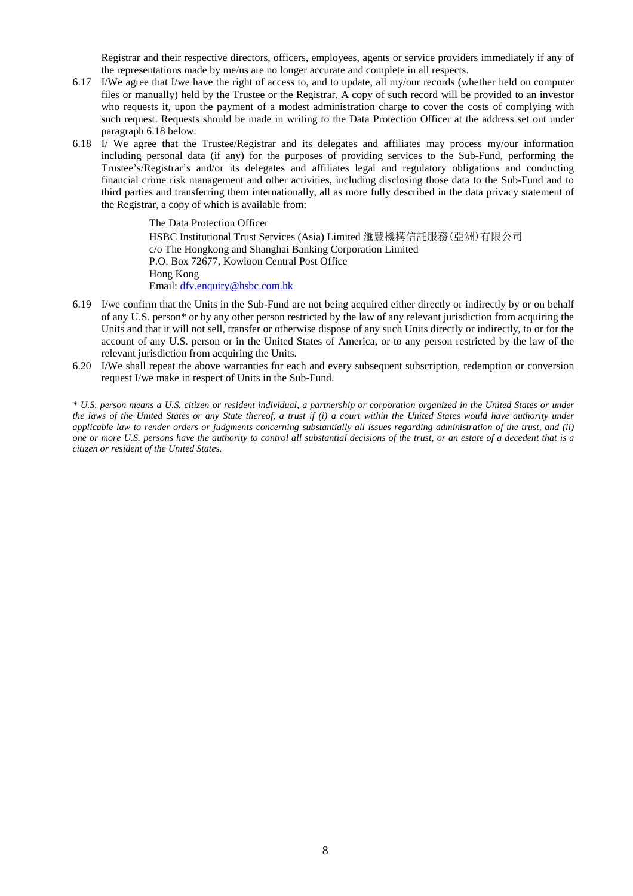Registrar and their respective directors, officers, employees, agents or service providers immediately if any of the representations made by me/us are no longer accurate and complete in all respects.

6.17 I/We agree that I/we have the right of access to, and to update, all my/our records (whether held on computer files or manually) held by the Trustee or the Registrar. A copy of such record will be provided to an investor who requests it, upon the payment of a modest administration charge to cover the costs of complying with such request. Requests should be made in writing to the Data Protection Officer at the address set out under paragraph 6.18 below.

6.18 I/ We agree that the Trustee/Registrar and its delegates and affiliates may process my/our information including personal data (if any) for the purposes of providing services to the Sub-Fund, performing the Trustee's/Registrar's and/or its delegates and affiliates legal and regulatory obligations and conducting financial crime risk management and other activities, including disclosing those data to the Sub-Fund and to third parties and transferring them internationally, all as more fully described in the data privacy statement of the Registrar, a copy of which is available from:

> The Data Protection Officer
> HSBC Institutional Trust Services (Asia) Limited 滙豐機構信託服務(亞洲)有限公司
> c/o The Hongkong and Shanghai Banking Corporation Limited
> P.O. Box 72677, Kowloon Central Post Office
> Hong Kong
> Email: dfv.enquiry@hsbc.com.hk

6.19 I/we confirm that the Units in the Sub-Fund are not being acquired either directly or indirectly by or on behalf of any U.S. person* or by any other person restricted by the law of any relevant jurisdiction from acquiring the Units and that it will not sell, transfer or otherwise dispose of any such Units directly or indirectly, to or for the account of any U.S. person or in the United States of America, or to any person restricted by the law of the relevant jurisdiction from acquiring the Units.

6.20 I/We shall repeat the above warranties for each and every subsequent subscription, redemption or conversion request I/we make in respect of Units in the Sub-Fund.

*\* U.S. person means a U.S. citizen or resident individual, a partnership or corporation organized in the United States or under the laws of the United States or any State thereof, a trust if (i) a court within the United States would have authority under applicable law to render orders or judgments concerning substantially all issues regarding administration of the trust, and (ii) one or more U.S. persons have the authority to control all substantial decisions of the trust, or an estate of a decedent that is a citizen or resident of the United States.*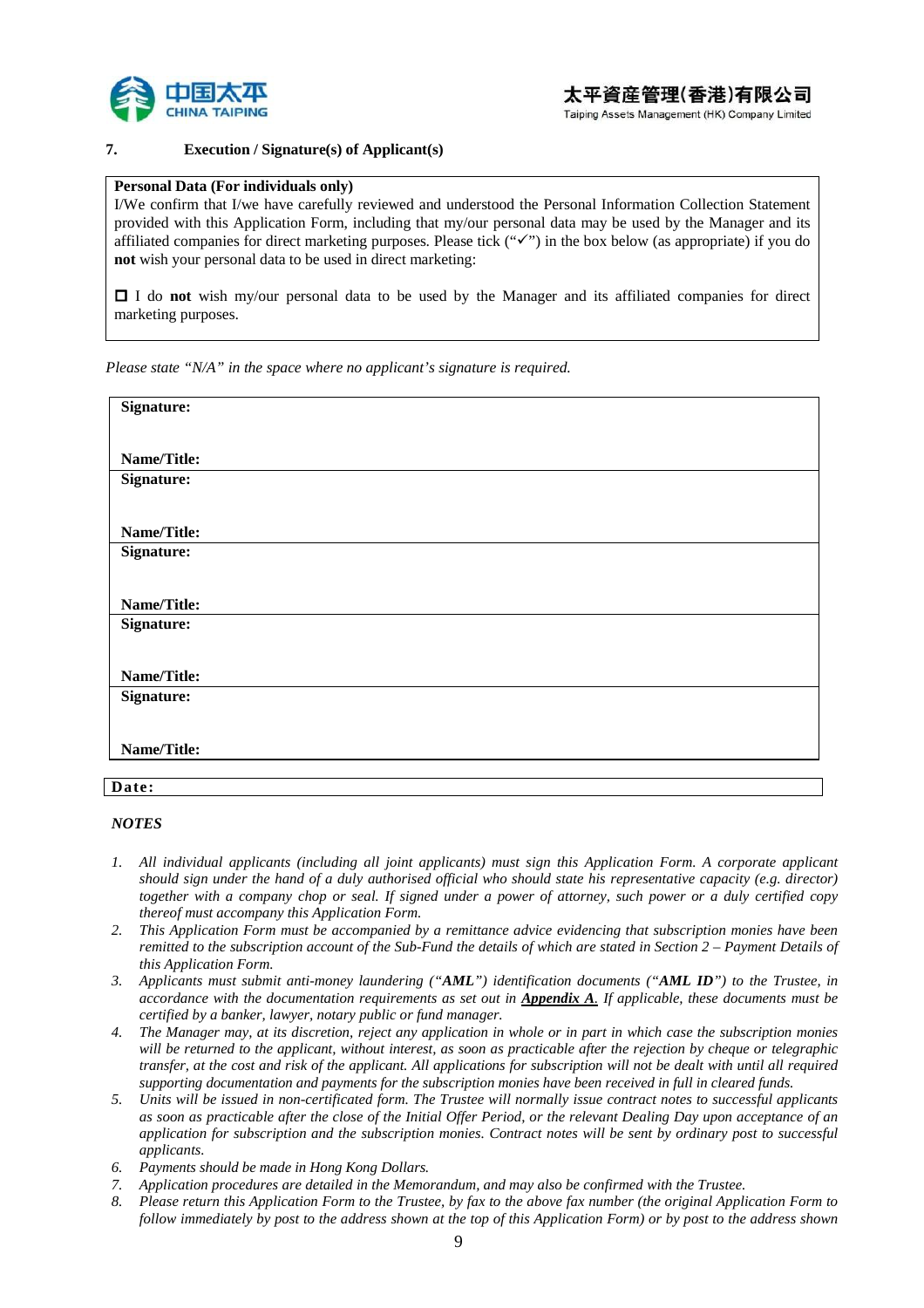## 7. Execution / Signature(s) of Applicant(s)

**Personal Data (For individuals only)**

I/We confirm that I/we have carefully reviewed and understood the Personal Information Collection Statement provided with this Application Form, including that my/our personal data may be used by the Manager and its affiliated companies for direct marketing purposes. Please tick ("✓") in the box below (as appropriate) if you do **not** wish your personal data to be used in direct marketing:

☐ I do **not** wish my/our personal data to be used by the Manager and its affiliated companies for direct marketing purposes.

*Please state "N/A" in the space where no applicant's signature is required.*

| |
|---|
| **Signature:**<br><br>**Name/Title:** |
| **Signature:**<br><br>**Name/Title:** |
| **Signature:**<br><br>**Name/Title:** |
| **Signature:**<br><br>**Name/Title:** |
| **Signature:**<br><br>**Name/Title:** |

**Date:**

*NOTES*

1. *All individual applicants (including all joint applicants) must sign this Application Form. A corporate applicant should sign under the hand of a duly authorised official who should state his representative capacity (e.g. director) together with a company chop or seal. If signed under a power of attorney, such power or a duly certified copy thereof must accompany this Application Form.*
2. *This Application Form must be accompanied by a remittance advice evidencing that subscription monies have been remitted to the subscription account of the Sub-Fund the details of which are stated in Section 2 – Payment Details of this Application Form.*
3. *Applicants must submit anti-money laundering ("**AML**") identification documents ("**AML ID**") to the Trustee, in accordance with the documentation requirements as set out in **Appendix A**. If applicable, these documents must be certified by a banker, lawyer, notary public or fund manager.*
4. *The Manager may, at its discretion, reject any application in whole or in part in which case the subscription monies will be returned to the applicant, without interest, as soon as practicable after the rejection by cheque or telegraphic transfer, at the cost and risk of the applicant. All applications for subscription will not be dealt with until all required supporting documentation and payments for the subscription monies have been received in full in cleared funds.*
5. *Units will be issued in non-certificated form. The Trustee will normally issue contract notes to successful applicants as soon as practicable after the close of the Initial Offer Period, or the relevant Dealing Day upon acceptance of an application for subscription and the subscription monies. Contract notes will be sent by ordinary post to successful applicants.*
6. *Payments should be made in Hong Kong Dollars.*
7. *Application procedures are detailed in the Memorandum, and may also be confirmed with the Trustee.*
8. *Please return this Application Form to the Trustee, by fax to the above fax number (the original Application Form to follow immediately by post to the address shown at the top of this Application Form) or by post to the address shown*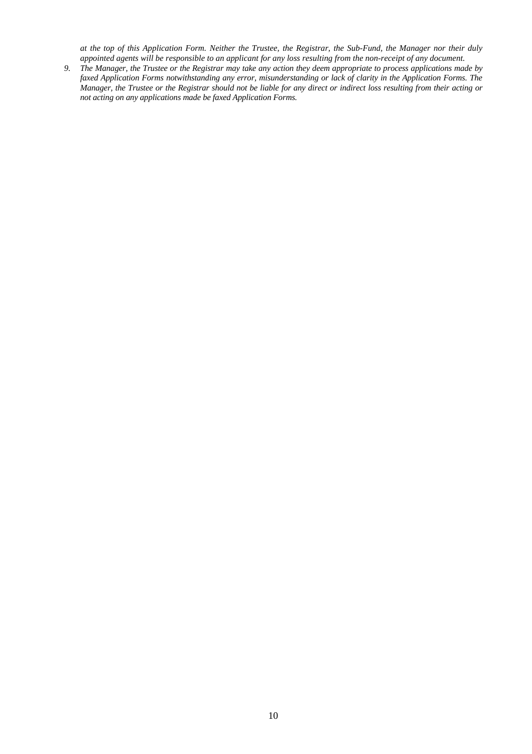*at the top of this Application Form. Neither the Trustee, the Registrar, the Sub-Fund, the Manager nor their duly appointed agents will be responsible to an applicant for any loss resulting from the non-receipt of any document.*

9. *The Manager, the Trustee or the Registrar may take any action they deem appropriate to process applications made by faxed Application Forms notwithstanding any error, misunderstanding or lack of clarity in the Application Forms. The Manager, the Trustee or the Registrar should not be liable for any direct or indirect loss resulting from their acting or not acting on any applications made be faxed Application Forms.*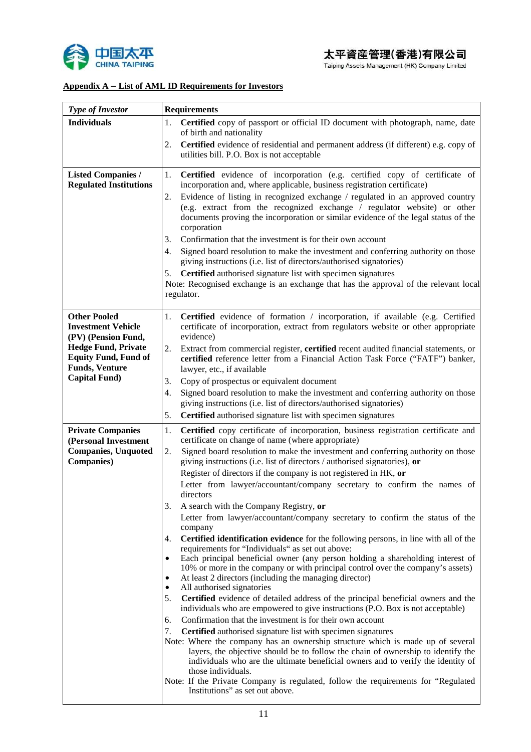## Appendix A – List of AML ID Requirements for Investors

| *Type of Investor* | **Requirements** |
|---|---|
| **Individuals** | 1. **Certified** copy of passport or official ID document with photograph, name, date of birth and nationality<br>2. **Certified** evidence of residential and permanent address (if different) e.g. copy of utilities bill. P.O. Box is not acceptable |
| **Listed Companies / Regulated Institutions** | 1. **Certified** evidence of incorporation (e.g. certified copy of certificate of incorporation and, where applicable, business registration certificate)<br>2. Evidence of listing in recognized exchange / regulated in an approved country (e.g. extract from the recognized exchange / regulator website) or other documents proving the incorporation or similar evidence of the legal status of the corporation<br>3. Confirmation that the investment is for their own account<br>4. Signed board resolution to make the investment and conferring authority on those giving instructions (i.e. list of directors/authorised signatories)<br>5. **Certified** authorised signature list with specimen signatures<br>Note: Recognised exchange is an exchange that has the approval of the relevant local regulator. |
| **Other Pooled Investment Vehicle (PV) (Pension Fund, Hedge Fund, Private Equity Fund, Fund of Funds, Venture Capital Fund)** | 1. **Certified** evidence of formation / incorporation, if available (e.g. Certified certificate of incorporation, extract from regulators website or other appropriate evidence)<br>2. Extract from commercial register, **certified** recent audited financial statements, or **certified** reference letter from a Financial Action Task Force ("FATF") banker, lawyer, etc., if available<br>3. Copy of prospectus or equivalent document<br>4. Signed board resolution to make the investment and conferring authority on those giving instructions (i.e. list of directors/authorised signatories)<br>5. **Certified** authorised signature list with specimen signatures |
| **Private Companies (Personal Investment Companies, Unquoted Companies)** | 1. **Certified** copy certificate of incorporation, business registration certificate and certificate on change of name (where appropriate)<br>2. Signed board resolution to make the investment and conferring authority on those giving instructions (i.e. list of directors / authorised signatories), **or**<br>Register of directors if the company is not registered in HK, **or**<br>Letter from lawyer/accountant/company secretary to confirm the names of directors<br>3. A search with the Company Registry, **or**<br>Letter from lawyer/accountant/company secretary to confirm the status of the company<br>4. **Certified identification evidence** for the following persons, in line with all of the requirements for "Individuals" as set out above:<br>• Each principal beneficial owner (any person holding a shareholding interest of 10% or more in the company or with principal control over the company's assets)<br>• At least 2 directors (including the managing director)<br>• All authorised signatories<br>5. **Certified** evidence of detailed address of the principal beneficial owners and the individuals who are empowered to give instructions (P.O. Box is not acceptable)<br>6. Confirmation that the investment is for their own account<br>7. **Certified** authorised signature list with specimen signatures<br>Note: Where the company has an ownership structure which is made up of several layers, the objective should be to follow the chain of ownership to identify the individuals who are the ultimate beneficial owners and to verify the identity of those individuals.<br>Note: If the Private Company is regulated, follow the requirements for "Regulated Institutions" as set out above. |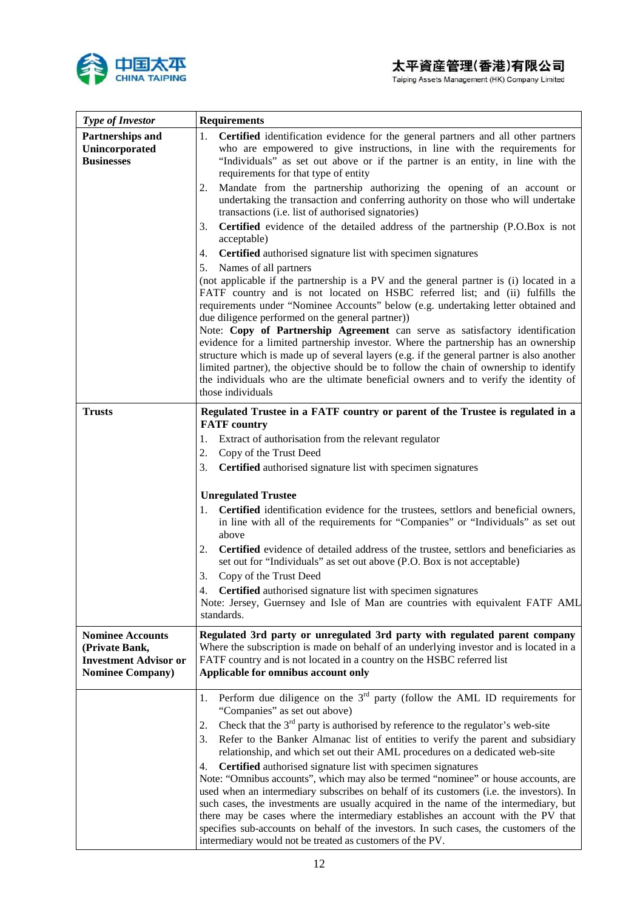| *Type of Investor* | **Requirements** |
|---|---|
| **Partnerships and Unincorporated Businesses** | 1. **Certified** identification evidence for the general partners and all other partners who are empowered to give instructions, in line with the requirements for "Individuals" as set out above or if the partner is an entity, in line with the requirements for that type of entity<br>2. Mandate from the partnership authorizing the opening of an account or undertaking the transaction and conferring authority on those who will undertake transactions (i.e. list of authorised signatories)<br>3. **Certified** evidence of the detailed address of the partnership (P.O.Box is not acceptable)<br>4. **Certified** authorised signature list with specimen signatures<br>5. Names of all partners<br>(not applicable if the partnership is a PV and the general partner is (i) located in a FATF country and is not located on HSBC referred list; and (ii) fulfills the requirements under "Nominee Accounts" below (e.g. undertaking letter obtained and due diligence performed on the general partner))<br>Note: **Copy of Partnership Agreement** can serve as satisfactory identification evidence for a limited partnership investor. Where the partnership has an ownership structure which is made up of several layers (e.g. if the general partner is also another limited partner), the objective should be to follow the chain of ownership to identify the individuals who are the ultimate beneficial owners and to verify the identity of those individuals |
| **Trusts** | **Regulated Trustee in a FATF country or parent of the Trustee is regulated in a FATF country**<br>1. Extract of authorisation from the relevant regulator<br>2. Copy of the Trust Deed<br>3. **Certified** authorised signature list with specimen signatures<br><br>**Unregulated Trustee**<br>1. **Certified** identification evidence for the trustees, settlors and beneficial owners, in line with all of the requirements for "Companies" or "Individuals" as set out above<br>2. **Certified** evidence of detailed address of the trustee, settlors and beneficiaries as set out for "Individuals" as set out above (P.O. Box is not acceptable)<br>3. Copy of the Trust Deed<br>4. **Certified** authorised signature list with specimen signatures<br>Note: Jersey, Guernsey and Isle of Man are countries with equivalent FATF AML standards. |
| **Nominee Accounts (Private Bank, Investment Advisor or Nominee Company)** | **Regulated 3rd party or unregulated 3rd party with regulated parent company**<br>Where the subscription is made on behalf of an underlying investor and is located in a FATF country and is not located in a country on the HSBC referred list<br>**Applicable for omnibus account only** |
| | 1. Perform due diligence on the 3rd party (follow the AML ID requirements for "Companies" as set out above)<br>2. Check that the 3rd party is authorised by reference to the regulator's web-site<br>3. Refer to the Banker Almanac list of entities to verify the parent and subsidiary relationship, and which set out their AML procedures on a dedicated web-site<br>4. **Certified** authorised signature list with specimen signatures<br>Note: "Omnibus accounts", which may also be termed "nominee" or house accounts, are used when an intermediary subscribes on behalf of its customers (i.e. the investors). In such cases, the investments are usually acquired in the name of the intermediary, but there may be cases where the intermediary establishes an account with the PV that specifies sub-accounts on behalf of the investors. In such cases, the customers of the intermediary would not be treated as customers of the PV. |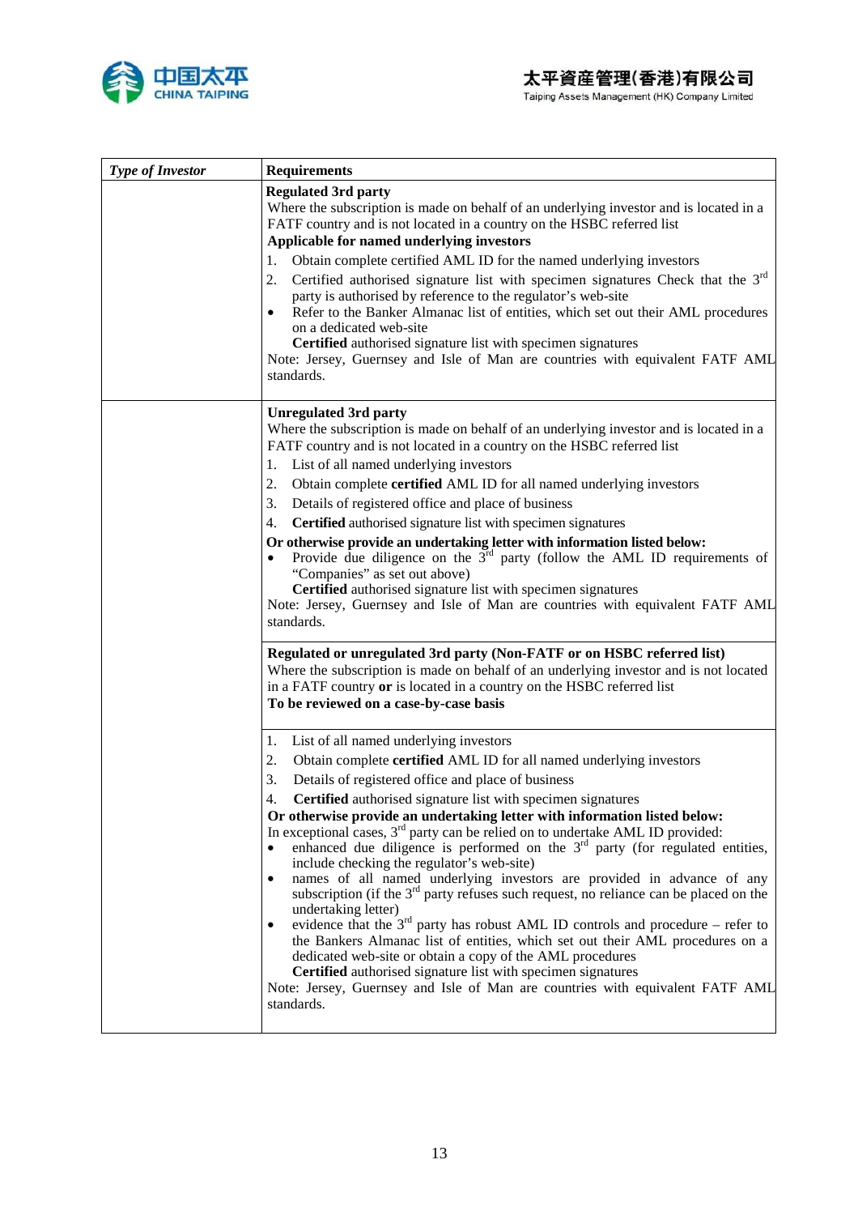| *Type of Investor* | **Requirements** |
|---|---|
| | **Regulated 3rd party**<br>Where the subscription is made on behalf of an underlying investor and is located in a FATF country and is not located in a country on the HSBC referred list<br>**Applicable for named underlying investors**<br>1. Obtain complete certified AML ID for the named underlying investors<br>2. Certified authorised signature list with specimen signatures Check that the 3rd party is authorised by reference to the regulator's web-site<br>• Refer to the Banker Almanac list of entities, which set out their AML procedures on a dedicated web-site<br>**Certified** authorised signature list with specimen signatures<br>Note: Jersey, Guernsey and Isle of Man are countries with equivalent FATF AML standards. |
| | **Unregulated 3rd party**<br>Where the subscription is made on behalf of an underlying investor and is located in a FATF country and is not located in a country on the HSBC referred list<br>1. List of all named underlying investors<br>2. Obtain complete **certified** AML ID for all named underlying investors<br>3. Details of registered office and place of business<br>4. **Certified** authorised signature list with specimen signatures<br>**Or otherwise provide an undertaking letter with information listed below:**<br>• Provide due diligence on the 3rd party (follow the AML ID requirements of "Companies" as set out above)<br>**Certified** authorised signature list with specimen signatures<br>Note: Jersey, Guernsey and Isle of Man are countries with equivalent FATF AML standards. |
| | **Regulated or unregulated 3rd party (Non-FATF or on HSBC referred list)**<br>Where the subscription is made on behalf of an underlying investor and is not located in a FATF country **or** is located in a country on the HSBC referred list<br>**To be reviewed on a case-by-case basis** |
| | 1. List of all named underlying investors<br>2. Obtain complete **certified** AML ID for all named underlying investors<br>3. Details of registered office and place of business<br>4. **Certified** authorised signature list with specimen signatures<br>**Or otherwise provide an undertaking letter with information listed below:**<br>In exceptional cases, 3rd party can be relied on to undertake AML ID provided:<br>• enhanced due diligence is performed on the 3rd party (for regulated entities, include checking the regulator's web-site)<br>• names of all named underlying investors are provided in advance of any subscription (if the 3rd party refuses such request, no reliance can be placed on the undertaking letter)<br>• evidence that the 3rd party has robust AML ID controls and procedure – refer to the Bankers Almanac list of entities, which set out their AML procedures on a dedicated web-site or obtain a copy of the AML procedures<br>**Certified** authorised signature list with specimen signatures<br>Note: Jersey, Guernsey and Isle of Man are countries with equivalent FATF AML standards. |